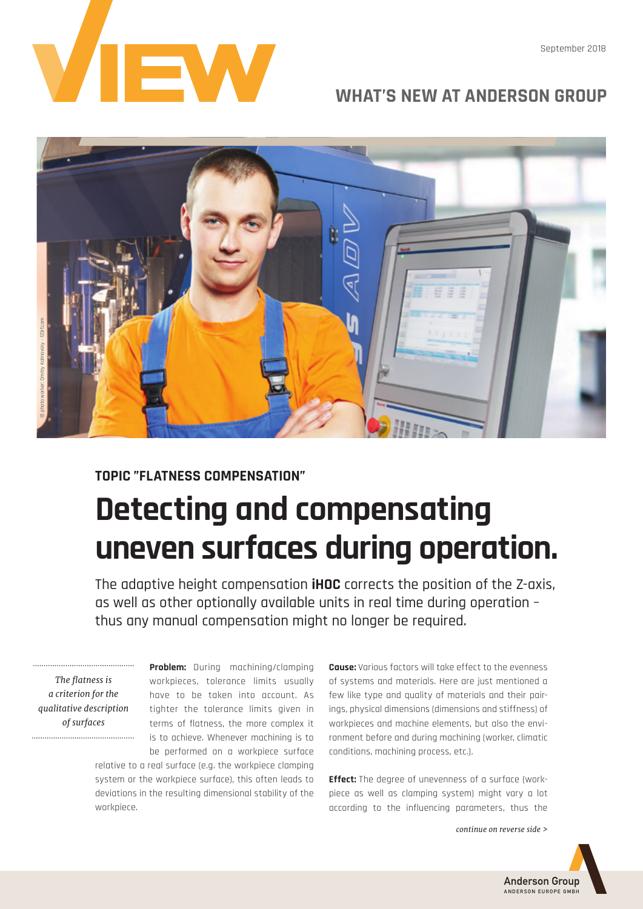# VIEW

September 2018

## WHAT'S NEW AT ANDERSON GROUP

© photo worker: Dmitry Kalinovsky - 123rf.com

**TOPIC "FLATNESS COMPENSATION"**

# Detecting and compensating uneven surfaces during operation.

The adaptive height compensation **iHOC** corrects the position of the Z-axis, as well as other optionally available units in real time during operation – thus any manual compensation might no longer be required.

*The flatness is a criterion for the qualitative description of surfaces*

**Problem:** During machining/clamping workpieces, tolerance limits usually have to be taken into account. As tighter the tolerance limits given in terms of flatness, the more complex it is to achieve. Whenever machining is to be performed on a workpiece surface relative to a real surface (e.g. the workpiece clamping system or the workpiece surface), this often leads to deviations in the resulting dimensional stability of the workpiece.

**Cause:** Various factors will take effect to the evenness of systems and materials. Here are just mentioned a few like type and quality of materials and their pairings, physical dimensions (dimensions and stiffness) of workpieces and machine elements, but also the environment before and during machining (worker, climatic conditions, machining process, etc.).

**Effect:** The degree of unevenness of a surface (workpiece as well as clamping system) might vary a lot according to the influencing parameters, thus the

*continue on reverse side >*

Anderson Group
ANDERSON EUROPE GMBH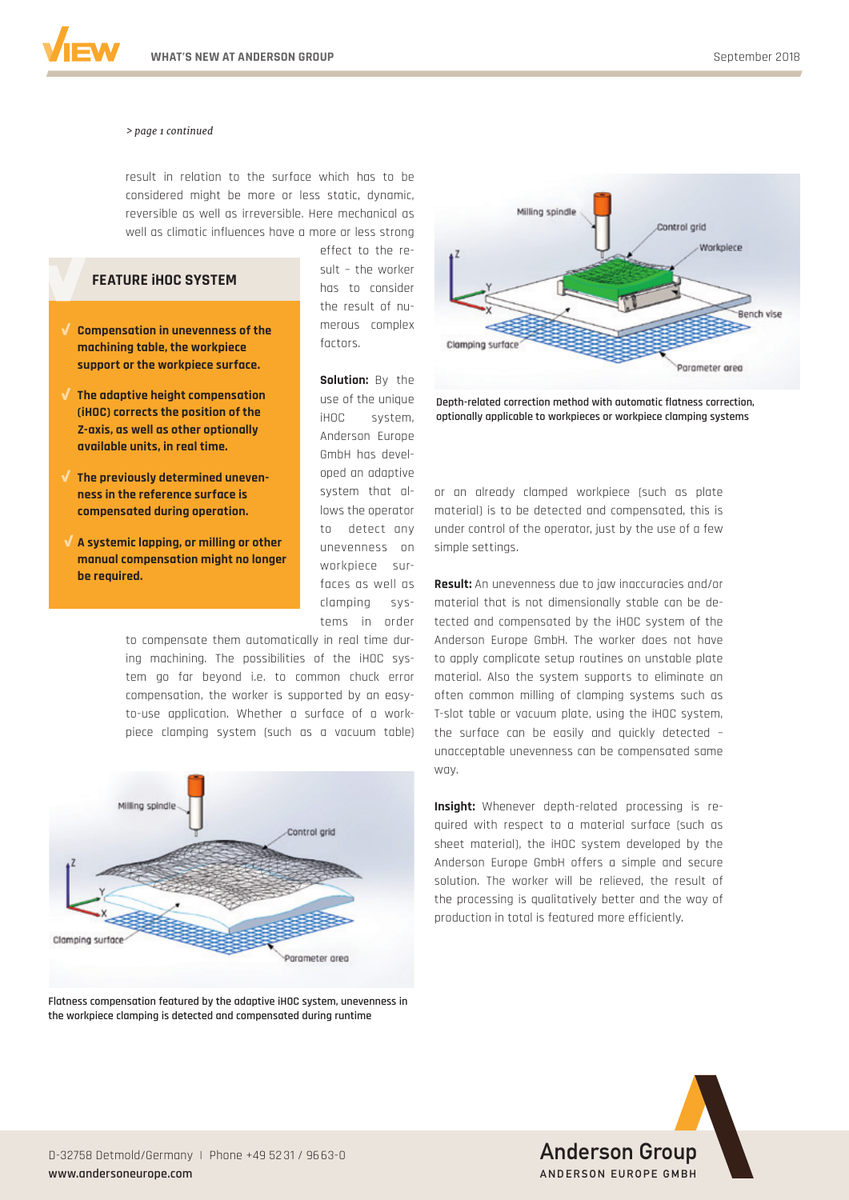*> page 1 continued*

result in relation to the surface which has to be considered might be more or less static, dynamic, reversible as well as irreversible. Here mechanical as well as climatic influences have a more or less strong effect to the result – the worker has to consider the result of numerous complex factors.

## FEATURE iHOC SYSTEM

- **Compensation in unevenness of the machining table, the workpiece support or the workpiece surface.**
- **The adaptive height compensation (iHOC) corrects the position of the Z-axis, as well as other optionally available units, in real time.**
- **The previously determined unevenness in the reference surface is compensated during operation.**
- **A systemic lapping, or milling or other manual compensation might no longer be required.**

**Solution:** By the use of the unique iHOC system, Anderson Europe GmbH has developed an adaptive system that allows the operator to detect any unevenness on workpiece surfaces as well as clamping systems in order to compensate them automatically in real time during machining. The possibilities of the iHOC system go far beyond i.e. to common chuck error compensation, the worker is supported by an easy-to-use application. Whether a surface of a workpiece clamping system (such as a vacuum table) or an already clamped workpiece (such as plate material) is to be detected and compensated, this is under control of the operator, just by the use of a few simple settings.

Milling spindle
Control grid
Clamping surface
Parameter area

Flatness compensation featured by the adaptive iHOC system, unevenness in the workpiece clamping is detected and compensated during runtime

Milling spindle
Control grid
Workpiece
Bench vise
Clamping surface
Parameter area

Depth-related correction method with automatic flatness correction, optionally applicable to workpieces or workpiece clamping systems

**Result:** An unevenness due to jaw inaccuracies and/or material that is not dimensionally stable can be detected and compensated by the iHOC system of the Anderson Europe GmbH. The worker does not have to apply complicate setup routines on unstable plate material. Also the system supports to eliminate an often common milling of clamping systems such as T-slot table or vacuum plate, using the iHOC system, the surface can be easily and quickly detected – unacceptable unevenness can be compensated same way.

**Insight:** Whenever depth-related processing is required with respect to a material surface (such as sheet material), the iHOC system developed by the Anderson Europe GmbH offers a simple and secure solution. The worker will be relieved, the result of the processing is qualitatively better and the way of production in total is featured more efficiently.

D-32758 Detmold/Germany | Phone +49 5231 / 9663-0
**www.andersoneurope.com**

**Anderson Group**
ANDERSON EUROPE GMBH